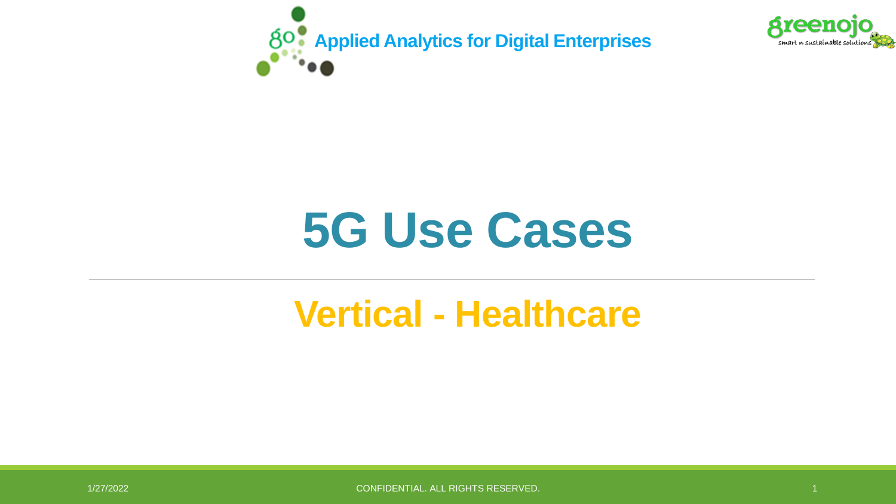Applied Analytics for Digital Enterprises

# 5G Use Cases

## Vertical - Healthcare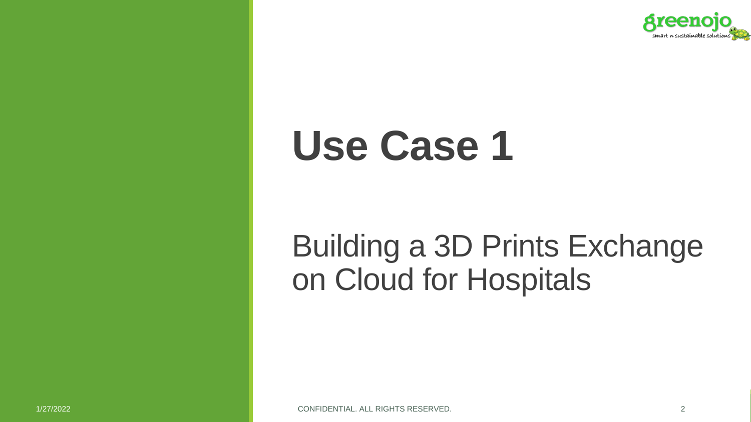# Use Case 1

## Building a 3D Prints Exchange on Cloud for Hospitals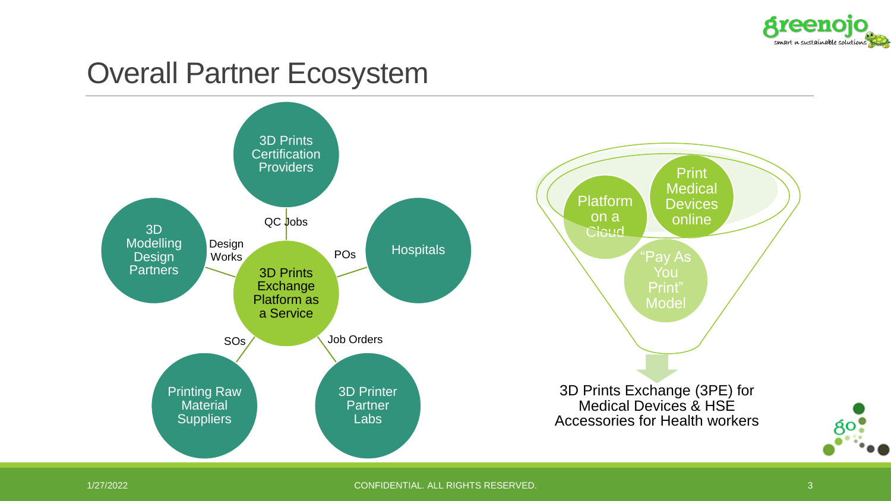# Overall Partner Ecosystem

**3D Prints Exchange Platform as a Service**

- 3D Prints Certification Providers — QC Jobs
- Hospitals — POs
- 3D Printer Partner Labs — Job Orders
- Printing Raw Material Suppliers — SOs
- 3D Modelling Design Partners — Design Works

Platform on a Cloud

Print Medical Devices online

"Pay As You Print" Model

3D Prints Exchange (3PE) for Medical Devices & HSE Accessories for Health workers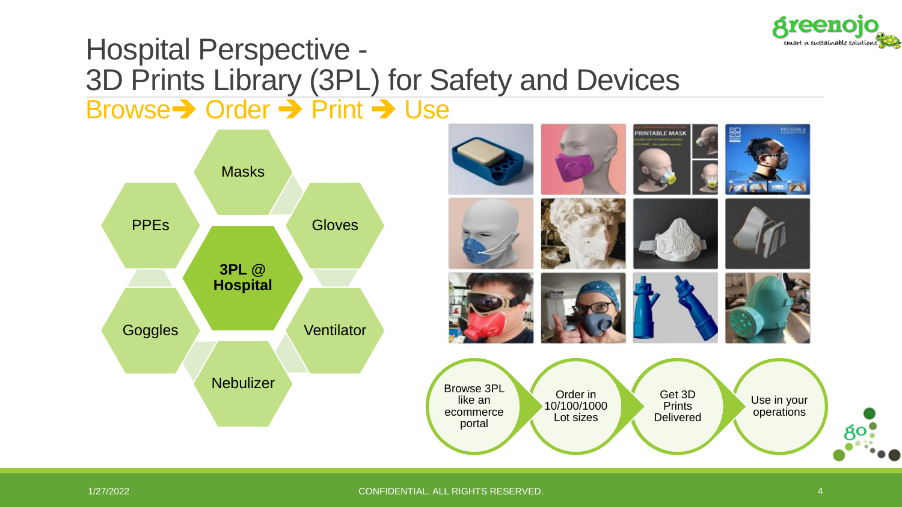# Hospital Perspective - 3D Prints Library (3PL) for Safety and Devices

## Browse ➔ Order ➔ Print ➔ Use

**3PL @ Hospital**

- Masks
- Gloves
- Ventilator
- Nebulizer
- Goggles
- PPEs

Browse 3PL like an ecommerce portal → Order in 10/100/1000 Lot sizes → Get 3D Prints Delivered → Use in your operations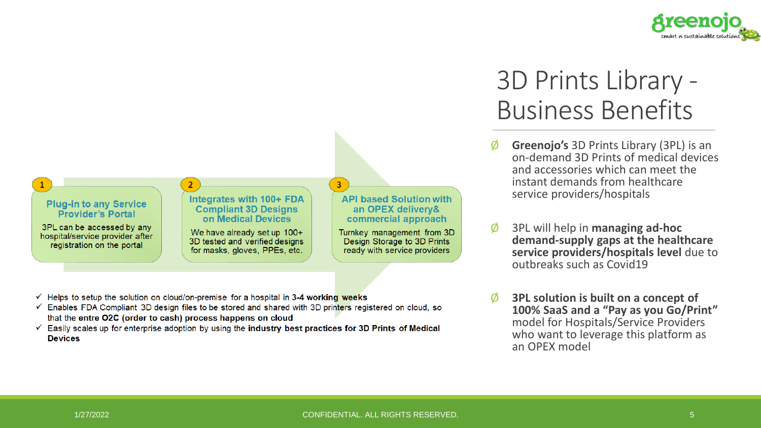# 3D Prints Library - Business Benefits

- **Greenojo's** 3D Prints Library (3PL) is an on-demand 3D Prints of medical devices and accessories which can meet the instant demands from healthcare service providers/hospitals
- 3PL will help in **managing ad-hoc demand-supply gaps at the healthcare service providers/hospitals level** due to outbreaks such as Covid19
- **3PL solution is built on a concept of 100% SaaS and a "Pay as you Go/Print"** model for Hospitals/Service Providers who want to leverage this platform as an OPEX model

**1. Plug-in to any Service Provider's Portal**

3PL can be accessed by any hospital/service provider after registration on the portal

**2. Integrates with 100+ FDA Compliant 3D Designs on Medical Devices**

We have already set up 100+ 3D tested and verified designs for masks, gloves, PPEs, etc.

**3. API based Solution with an OPEX delivery& commercial approach**

Turnkey management from 3D Design Storage to 3D Prints ready with service providers

- ✓ Helps to setup the solution on cloud/on-premise for a hospital in **3-4 working weeks**
- ✓ Enables FDA Compliant 3D design files to be stored and shared with 3D printers registered on cloud, so that the **entre O2C (order to cash) process happens on cloud**
- ✓ Easily scales up for enterprise adoption by using the **industry best practices for 3D Prints of Medical Devices**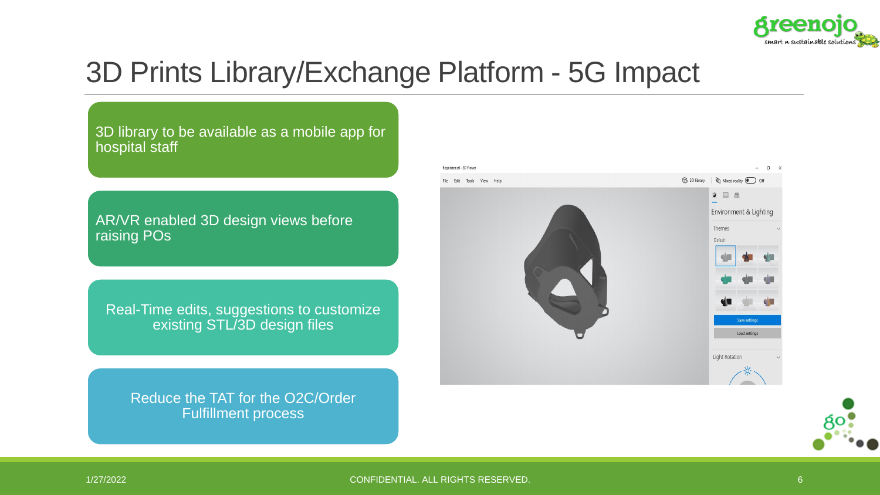# 3D Prints Library/Exchange Platform - 5G Impact

- 3D library to be available as a mobile app for hospital staff
- AR/VR enabled 3D design views before raising POs
- Real-Time edits, suggestions to customize existing STL/3D design files
- Reduce the TAT for the O2C/Order Fulfillment process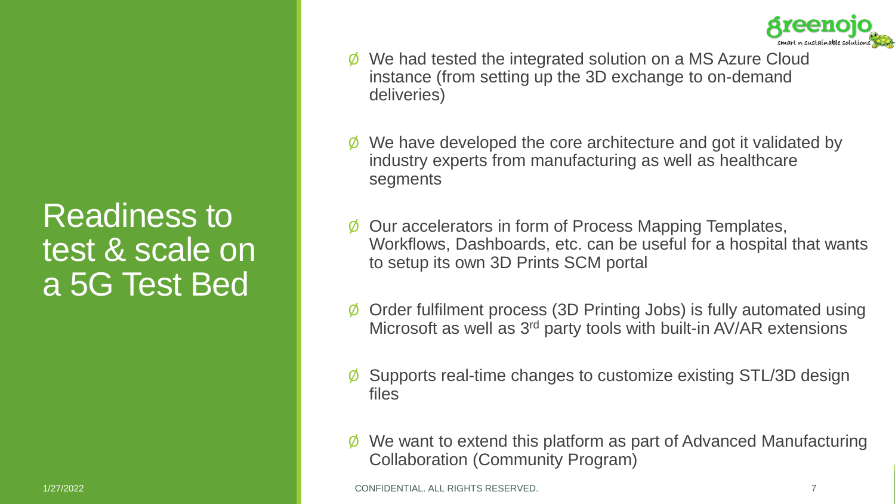# Readiness to test & scale on a 5G Test Bed

- We had tested the integrated solution on a MS Azure Cloud instance (from setting up the 3D exchange to on-demand deliveries)
- We have developed the core architecture and got it validated by industry experts from manufacturing as well as healthcare segments
- Our accelerators in form of Process Mapping Templates, Workflows, Dashboards, etc. can be useful for a hospital that wants to setup its own 3D Prints SCM portal
- Order fulfilment process (3D Printing Jobs) is fully automated using Microsoft as well as 3rd party tools with built-in AV/AR extensions
- Supports real-time changes to customize existing STL/3D design files
- We want to extend this platform as part of Advanced Manufacturing Collaboration (Community Program)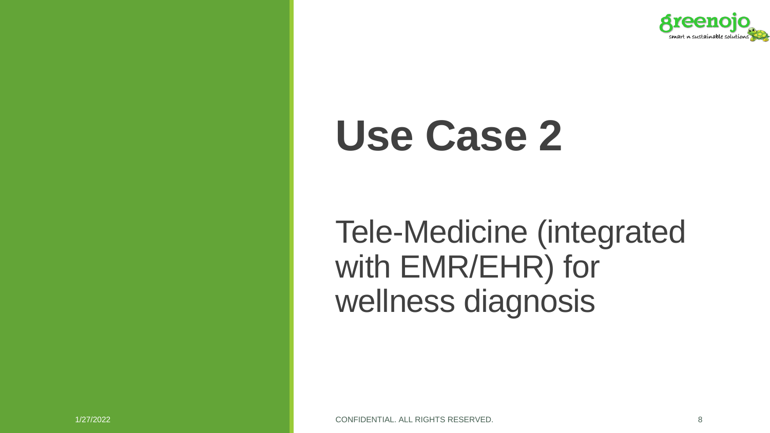# Use Case 2

Tele-Medicine (integrated with EMR/EHR) for wellness diagnosis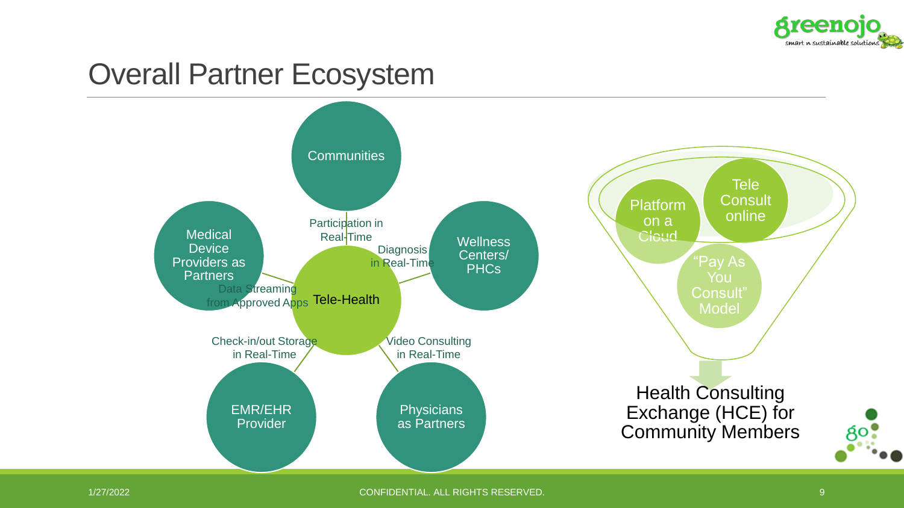# Overall Partner Ecosystem

Communities

Participation in Real-Time

Wellness Centers/ PHCs

Diagnosis in Real-Time

Medical Device Providers as Partners

Data Streaming from Approved Apps

Tele-Health

Check-in/out Storage in Real-Time

Video Consulting in Real-Time

EMR/EHR Provider

Physicians as Partners

Platform on a Cloud

Tele Consult online

"Pay As You Consult" Model

Health Consulting Exchange (HCE) for Community Members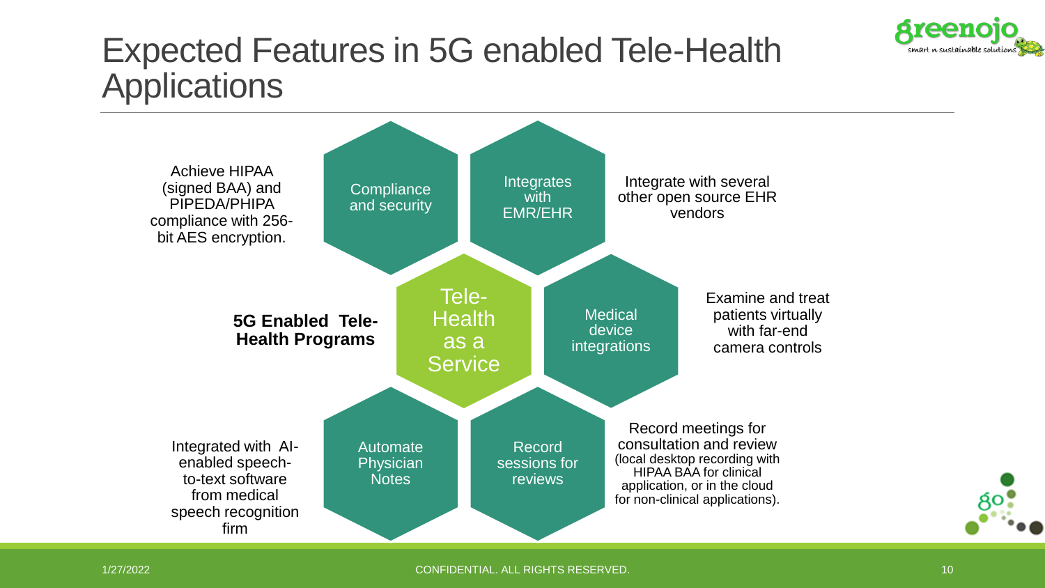# Expected Features in 5G enabled Tele-Health Applications

**5G Enabled Tele-Health Programs**

**Tele-Health as a Service**

- **Compliance and security**: Achieve HIPAA (signed BAA) and PIPEDA/PHIPA compliance with 256-bit AES encryption.
- **Integrates with EMR/EHR**: Integrate with several other open source EHR vendors
- **Medical device integrations**: Examine and treat patients virtually with far-end camera controls
- **Record sessions for reviews**: Record meetings for consultation and review (local desktop recording with HIPAA BAA for clinical application, or in the cloud for non-clinical applications).
- **Automate Physician Notes**: Integrated with AI-enabled speech-to-text software from medical speech recognition firm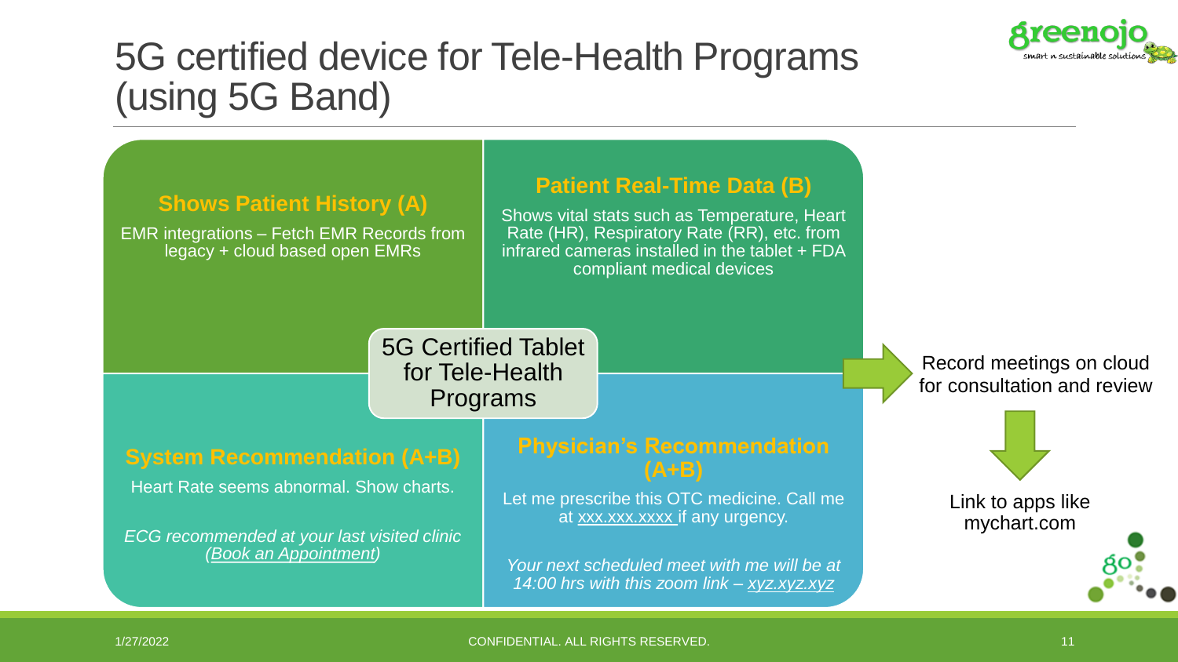# 5G certified device for Tele-Health Programs (using 5G Band)

## 5G Certified Tablet for Tele-Health Programs

### Shows Patient History (A)

EMR integrations – Fetch EMR Records from legacy + cloud based open EMRs

### Patient Real-Time Data (B)

Shows vital stats such as Temperature, Heart Rate (HR), Respiratory Rate (RR), etc. from infrared cameras installed in the tablet + FDA compliant medical devices

### System Recommendation (A+B)

Heart Rate seems abnormal. Show charts.

*ECG recommended at your last visited clinic (Book an Appointment)*

### Physician's Recommendation (A+B)

Let me prescribe this OTC medicine. Call me at xxx.xxx.xxxx if any urgency.

*Your next scheduled meet with me will be at 14:00 hrs with this zoom link – xyz.xyz.xyz*

→ Record meetings on cloud for consultation and review

↓ Link to apps like mychart.com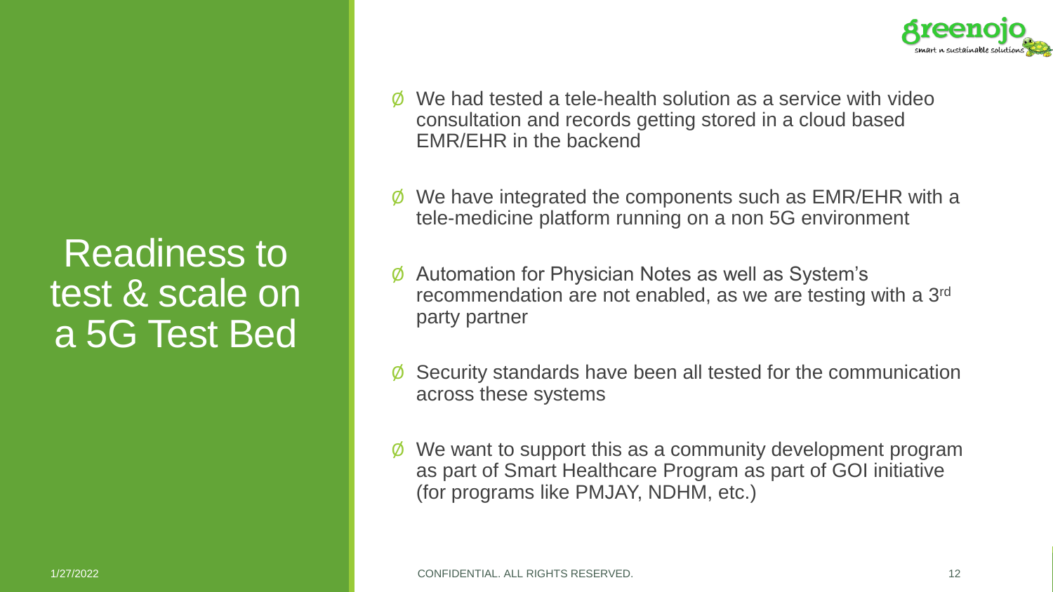# Readiness to test & scale on a 5G Test Bed

- We had tested a tele-health solution as a service with video consultation and records getting stored in a cloud based EMR/EHR in the backend
- We have integrated the components such as EMR/EHR with a tele-medicine platform running on a non 5G environment
- Automation for Physician Notes as well as System's recommendation are not enabled, as we are testing with a 3rd party partner
- Security standards have been all tested for the communication across these systems
- We want to support this as a community development program as part of Smart Healthcare Program as part of GOI initiative (for programs like PMJAY, NDHM, etc.)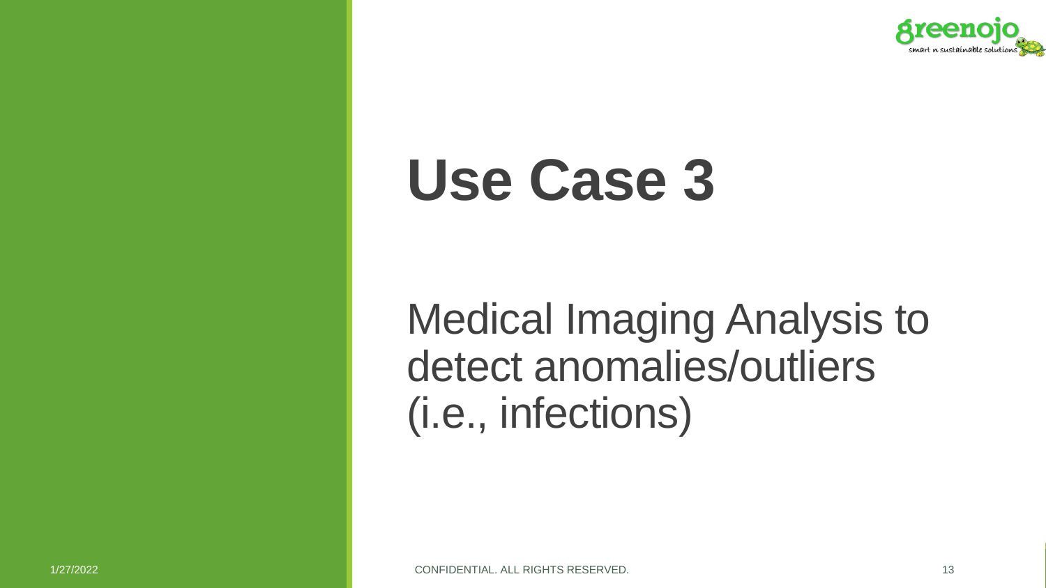# Use Case 3

Medical Imaging Analysis to detect anomalies/outliers (i.e., infections)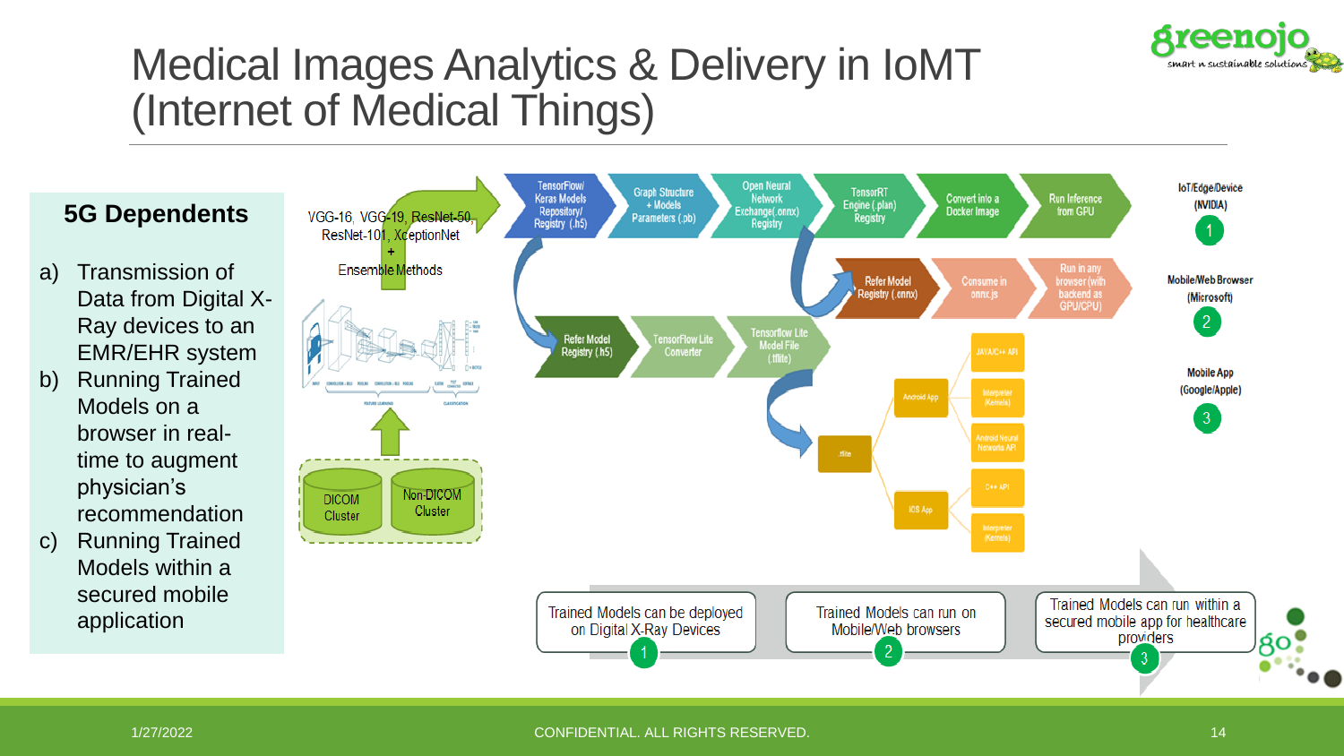# Medical Images Analytics & Delivery in IoMT (Internet of Medical Things)

## 5G Dependents

a) Transmission of Data from Digital X-Ray devices to an EMR/EHR system
b) Running Trained Models on a browser in real-time to augment physician's recommendation
c) Running Trained Models within a secured mobile application

VGG-16, VGG-19, ResNet-50, ResNet-101, XceptionNet
+
Ensemble Methods

DICOM Cluster

Non-DICOM Cluster

TensorFlow/ Keras Models Repository/ Registry (.h5) → Graph Structure + Models Parameters (.pb) → Open Neural Network Exchange(.onnx) Registry → TensorRT Engine (.plan) Registry → Convert into a Docker Image → Run Inference from GPU

IoT/Edge/Device (NVIDIA) 1

Refer Model Registry (.onnx) → Consume in onnx.js → Run in any browser (with backend as GPU/CPU)

Mobile/Web Browser (Microsoft) 2

Refer Model Registry (.h5) → TensorFlow Lite Converter → Tensorflow Lite Model File (.tflite)

Mobile App (Google/Apple) 3

.tflite → Android App → JAVA/C++ API, Interpreter (Kernels), Android Neural Networks API

.tflite → iOS App → C++ API, Interpreter (Kernels)

1. Trained Models can be deployed on Digital X-Ray Devices
2. Trained Models can run on Mobile/Web browsers
3. Trained Models can run within a secured mobile app for healthcare providers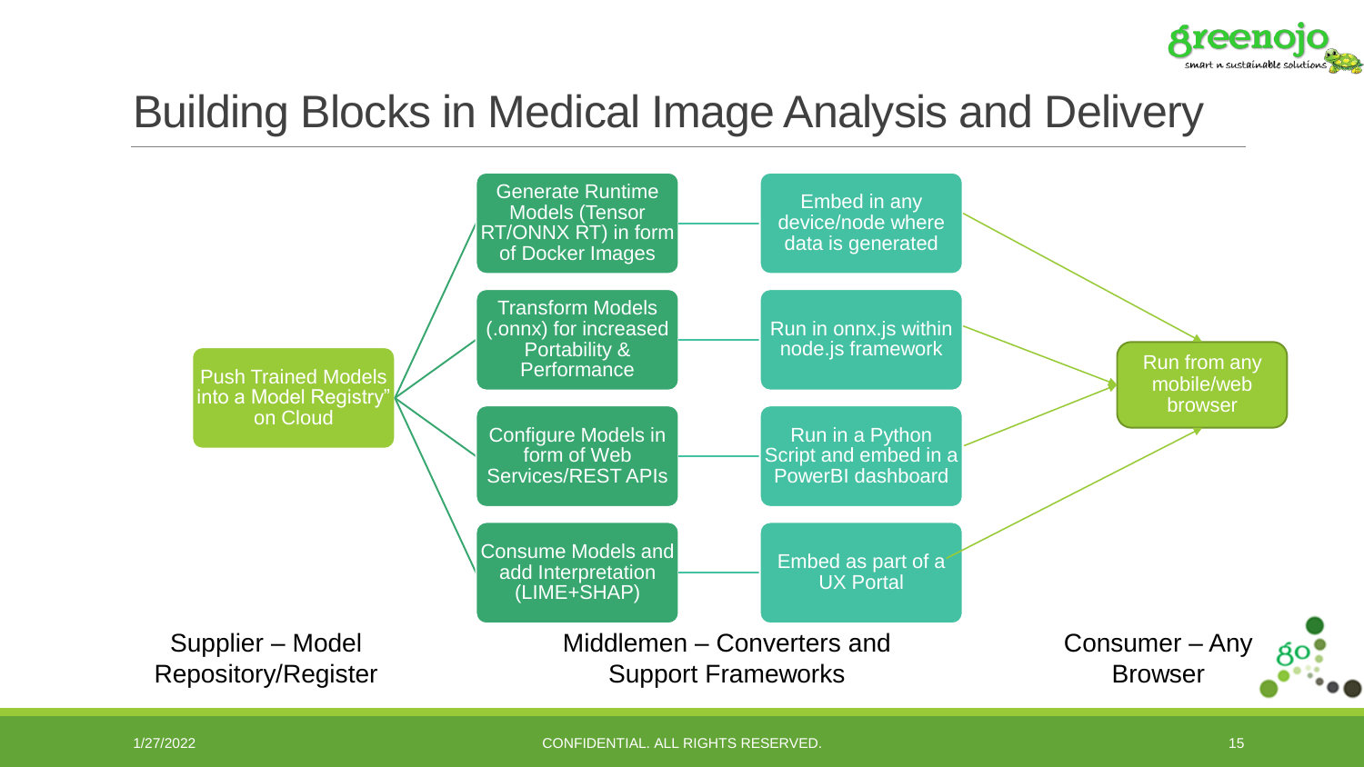# Building Blocks in Medical Image Analysis and Delivery

Push Trained Models into a Model Registry" on Cloud

Generate Runtime Models (Tensor RT/ONNX RT) in form of Docker Images

Transform Models (.onnx) for increased Portability & Performance

Configure Models in form of Web Services/REST APIs

Consume Models and add Interpretation (LIME+SHAP)

Embed in any device/node where data is generated

Run in onnx.js within node.js framework

Run in a Python Script and embed in a PowerBI dashboard

Embed as part of a UX Portal

Run from any mobile/web browser

Supplier – Model Repository/Register

Middlemen – Converters and Support Frameworks

Consumer – Any Browser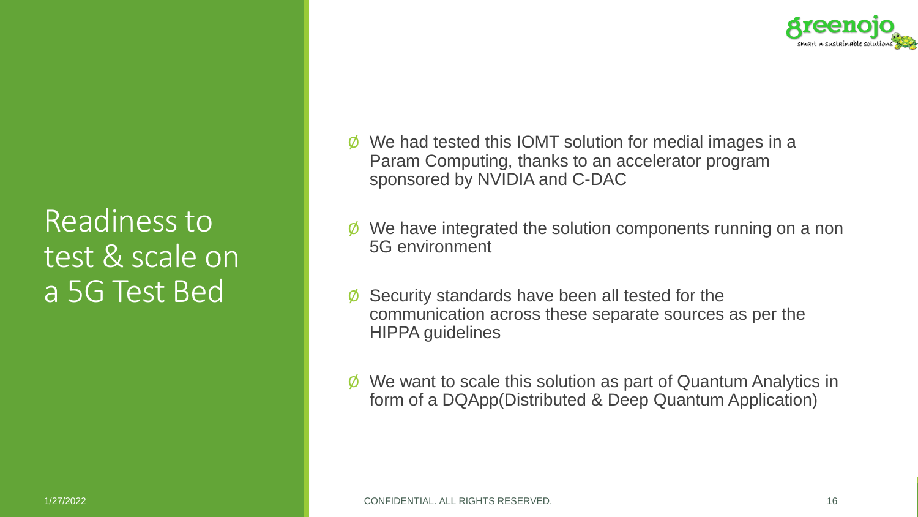# Readiness to test & scale on a 5G Test Bed

- We had tested this IOMT solution for medial images in a Param Computing, thanks to an accelerator program sponsored by NVIDIA and C-DAC
- We have integrated the solution components running on a non 5G environment
- Security standards have been all tested for the communication across these separate sources as per the HIPPA guidelines
- We want to scale this solution as part of Quantum Analytics in form of a DQApp(Distributed & Deep Quantum Application)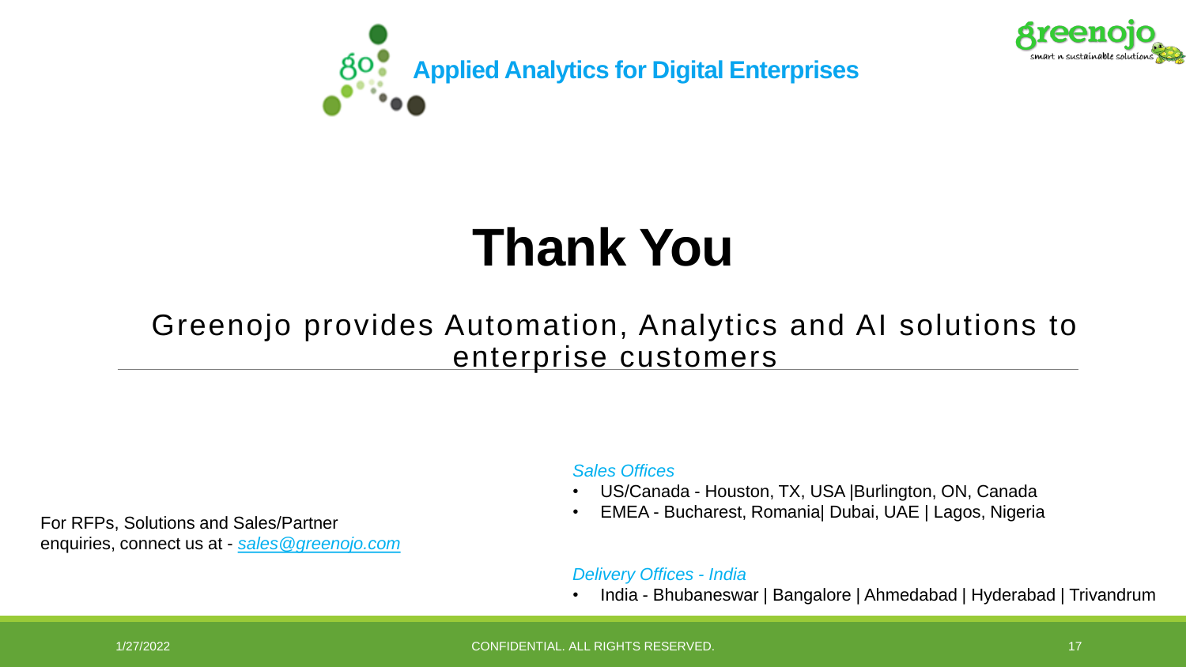Applied Analytics for Digital Enterprises

greenojo
smart n sustainable solutions

# Thank You

## Greenojo provides Automation, Analytics and AI solutions to enterprise customers

For RFPs, Solutions and Sales/Partner enquiries, connect us at - *sales@greenojo.com*

*Sales Offices*

- US/Canada - Houston, TX, USA |Burlington, ON, Canada
- EMEA - Bucharest, Romania| Dubai, UAE | Lagos, Nigeria

*Delivery Offices - India*

- India - Bhubaneswar | Bangalore | Ahmedabad | Hyderabad | Trivandrum